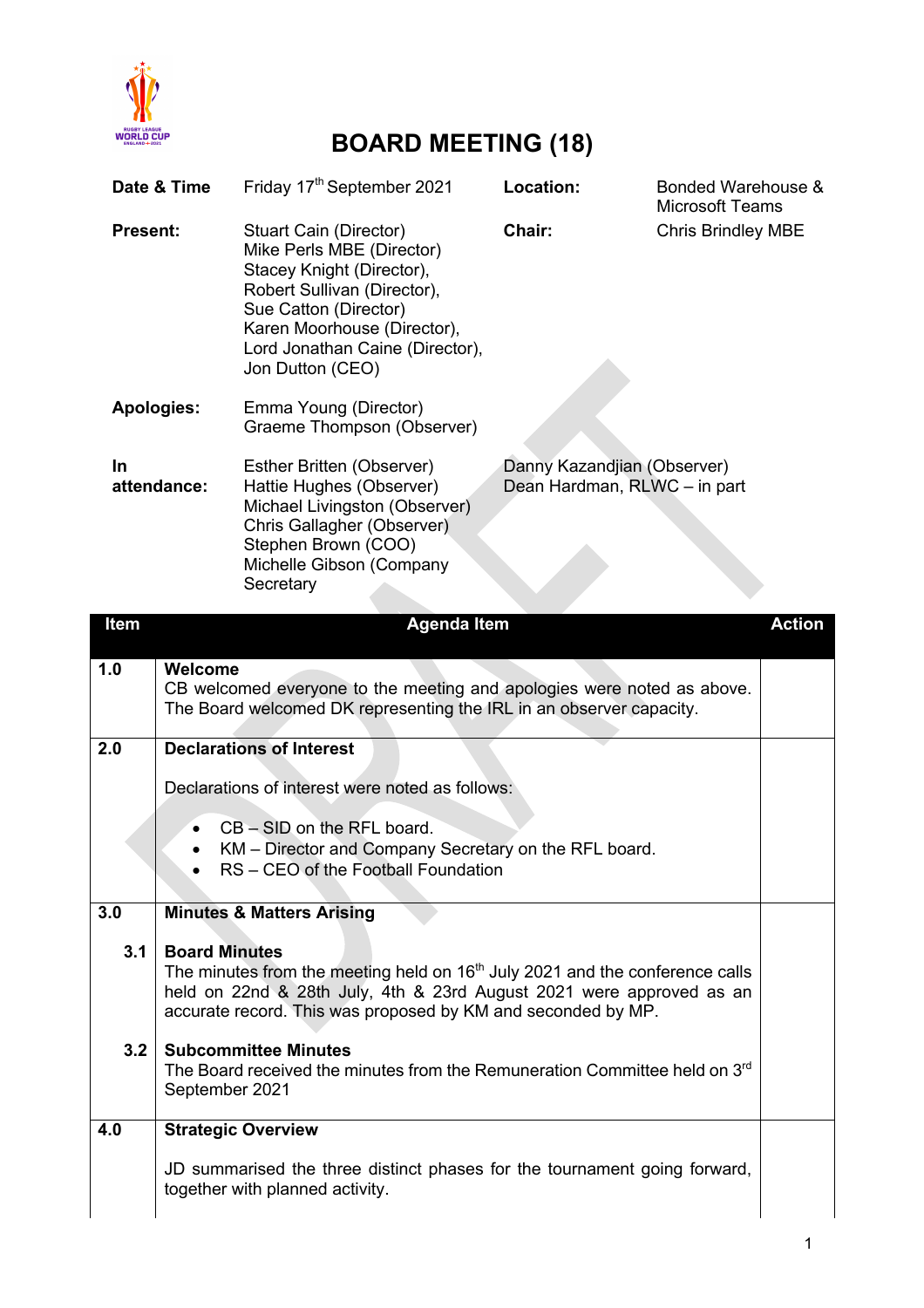# BOARD MEETING (18)

| | | | |
|---|---|---|---|
| **Date & Time** | Friday 17th September 2021 | **Location:** | Bonded Warehouse & Microsoft Teams |
| **Present:** | Stuart Cain (Director)<br>Mike Perls MBE (Director)<br>Stacey Knight (Director),<br>Robert Sullivan (Director),<br>Sue Catton (Director)<br>Karen Moorhouse (Director),<br>Lord Jonathan Caine (Director),<br>Jon Dutton (CEO) | **Chair:** | Chris Brindley MBE |
| **Apologies:** | Emma Young (Director)<br>Graeme Thompson (Observer) | | |
| **In attendance:** | Esther Britten (Observer)<br>Hattie Hughes (Observer)<br>Michael Livingston (Observer)<br>Chris Gallagher (Observer)<br>Stephen Brown (COO)<br>Michelle Gibson (Company Secretary | Danny Kazandjian (Observer)<br>Dean Hardman, RLWC – in part | |

| Item | Agenda Item | Action |
|---|---|---|
| **1.0** | **Welcome**<br>CB welcomed everyone to the meeting and apologies were noted as above. The Board welcomed DK representing the IRL in an observer capacity. | |
| **2.0** | **Declarations of Interest**<br><br>Declarations of interest were noted as follows:<br><br>• CB – SID on the RFL board.<br>• KM – Director and Company Secretary on the RFL board.<br>• RS – CEO of the Football Foundation | |
| **3.0** | **Minutes & Matters Arising** | |
| **3.1** | **Board Minutes**<br>The minutes from the meeting held on 16th July 2021 and the conference calls held on 22nd & 28th July, 4th & 23rd August 2021 were approved as an accurate record. This was proposed by KM and seconded by MP. | |
| **3.2** | **Subcommittee Minutes**<br>The Board received the minutes from the Remuneration Committee held on 3rd September 2021 | |
| **4.0** | **Strategic Overview**<br><br>JD summarised the three distinct phases for the tournament going forward, together with planned activity. | |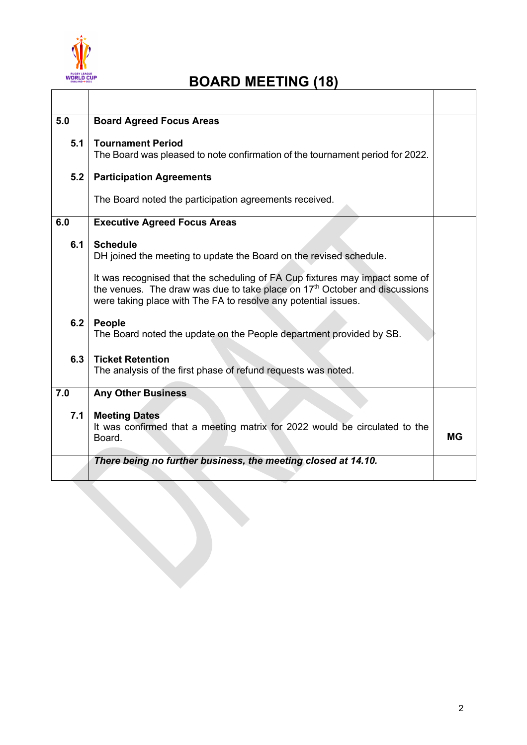# BOARD MEETING (18)

| | | |
|---|---|---|
| | | |
| **5.0** | **Board Agreed Focus Areas** | |
| **5.1** | **Tournament Period**<br>The Board was pleased to note confirmation of the tournament period for 2022. | |
| **5.2** | **Participation Agreements**<br><br>The Board noted the participation agreements received. | |
| **6.0** | **Executive Agreed Focus Areas** | |
| **6.1** | **Schedule**<br>DH joined the meeting to update the Board on the revised schedule.<br><br>It was recognised that the scheduling of FA Cup fixtures may impact some of the venues. The draw was due to take place on 17th October and discussions were taking place with The FA to resolve any potential issues. | |
| **6.2** | **People**<br>The Board noted the update on the People department provided by SB. | |
| **6.3** | **Ticket Retention**<br>The analysis of the first phase of refund requests was noted. | |
| **7.0** | **Any Other Business** | |
| **7.1** | **Meeting Dates**<br>It was confirmed that a meeting matrix for 2022 would be circulated to the Board. | **MG** |
| | ***There being no further business, the meeting closed at 14.10.*** | |